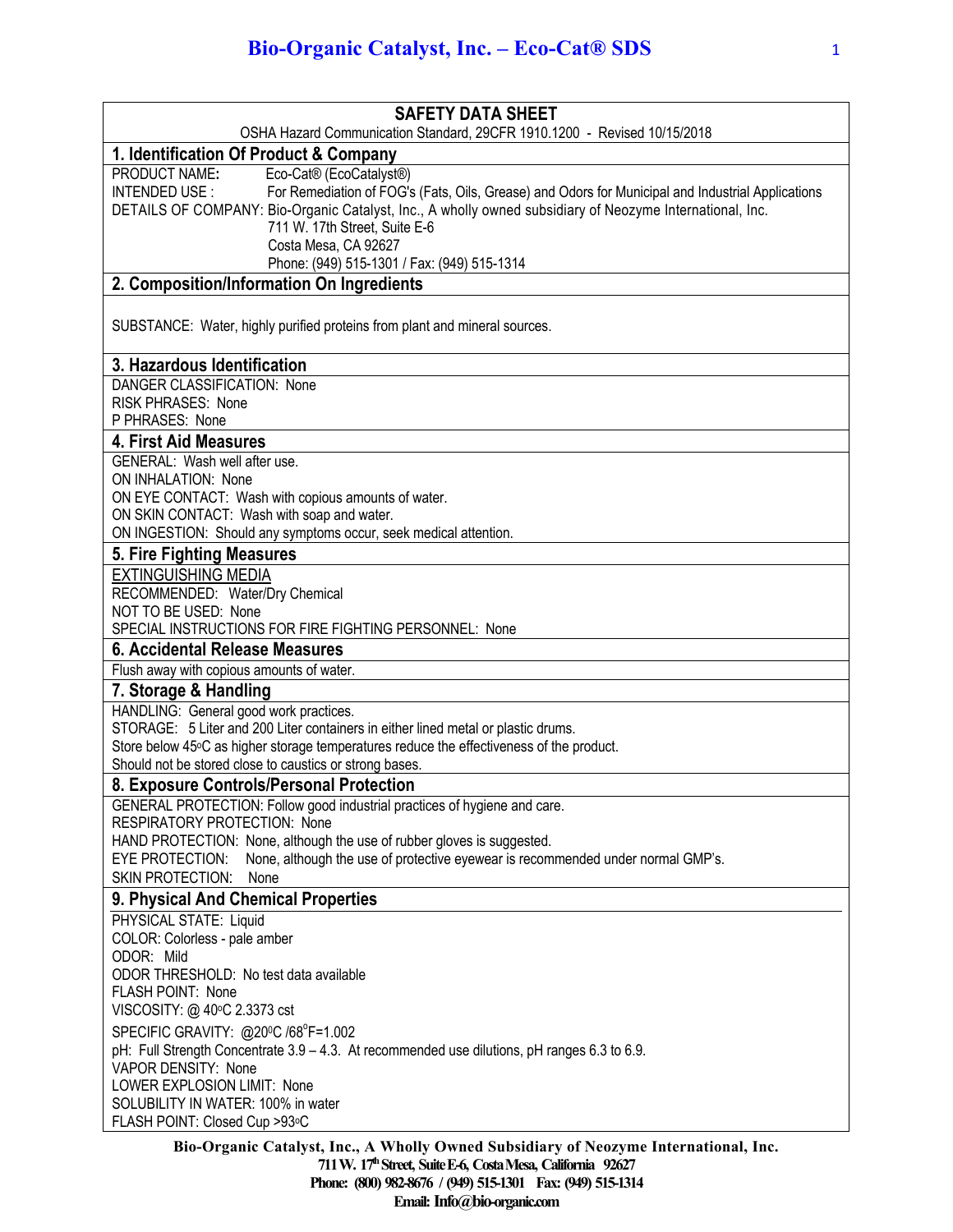# SAFETY DATA SHEET

OSHA Hazard Communication Standard, 29CFR 1910.1200 - Revised 10/15/2018

## 1. Identification Of Product & Company

PRODUCT NAME**:** Eco-Cat® (EcoCatalyst®)

INTENDED USE : For Remediation of FOG's (Fats, Oils, Grease) and Odors for Municipal and Industrial Applications

DETAILS OF COMPANY: Bio-Organic Catalyst, Inc., A wholly owned subsidiary of Neozyme International, Inc.
711 W. 17th Street, Suite E-6
Costa Mesa, CA 92627
Phone: (949) 515-1301 / Fax: (949) 515-1314

## 2. Composition/Information On Ingredients

SUBSTANCE: Water, highly purified proteins from plant and mineral sources.

## 3. Hazardous Identification

DANGER CLASSIFICATION: None
RISK PHRASES: None
P PHRASES: None

## 4. First Aid Measures

GENERAL: Wash well after use.
ON INHALATION: None
ON EYE CONTACT: Wash with copious amounts of water.
ON SKIN CONTACT: Wash with soap and water.
ON INGESTION: Should any symptoms occur, seek medical attention.

## 5. Fire Fighting Measures

EXTINGUISHING MEDIA
RECOMMENDED: Water/Dry Chemical
NOT TO BE USED: None
SPECIAL INSTRUCTIONS FOR FIRE FIGHTING PERSONNEL: None

## 6. Accidental Release Measures

Flush away with copious amounts of water.

## 7. Storage & Handling

HANDLING: General good work practices.
STORAGE: 5 Liter and 200 Liter containers in either lined metal or plastic drums.
Store below 45°C as higher storage temperatures reduce the effectiveness of the product.
Should not be stored close to caustics or strong bases.

## 8. Exposure Controls/Personal Protection

GENERAL PROTECTION: Follow good industrial practices of hygiene and care.
RESPIRATORY PROTECTION: None
HAND PROTECTION: None, although the use of rubber gloves is suggested.
EYE PROTECTION: None, although the use of protective eyewear is recommended under normal GMP's.
SKIN PROTECTION: None

## 9. Physical And Chemical Properties

PHYSICAL STATE: Liquid
COLOR: Colorless - pale amber
ODOR: Mild
ODOR THRESHOLD: No test data available
FLASH POINT: None
VISCOSITY: @ 40°C 2.3373 cst
SPECIFIC GRAVITY: @20°C /68°F=1.002
pH: Full Strength Concentrate 3.9 – 4.3. At recommended use dilutions, pH ranges 6.3 to 6.9.
VAPOR DENSITY: None
LOWER EXPLOSION LIMIT: None
SOLUBILITY IN WATER: 100% in water
FLASH POINT: Closed Cup >93°C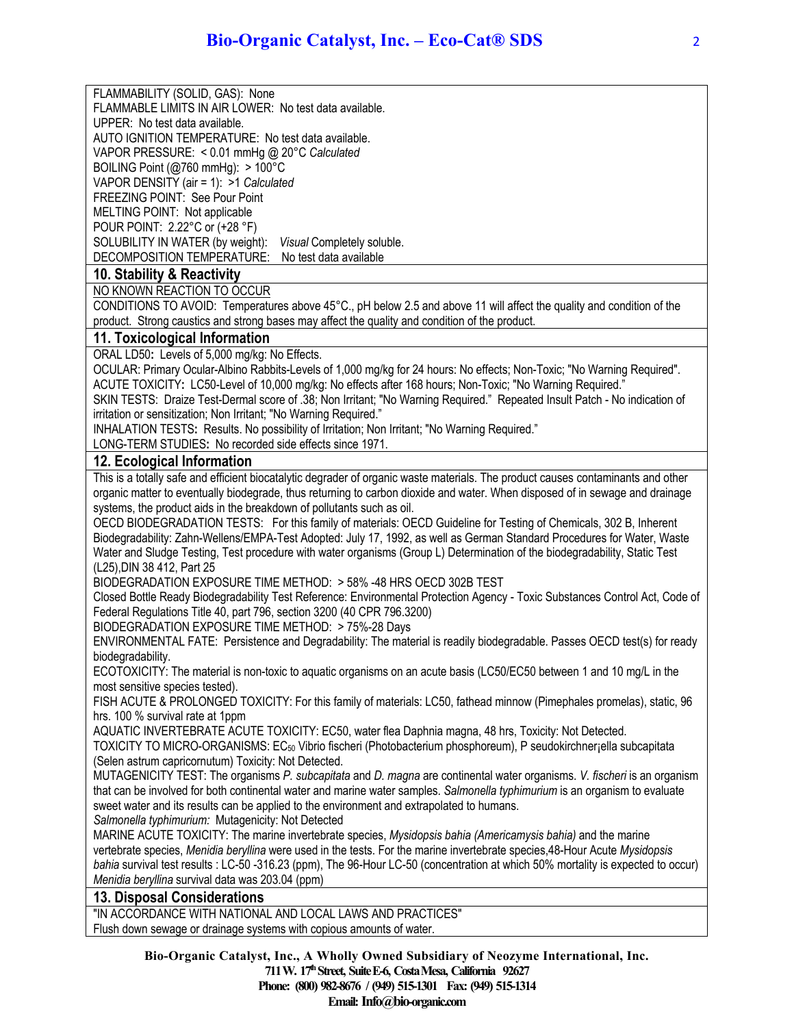FLAMMABILITY (SOLID, GAS): None
FLAMMABLE LIMITS IN AIR LOWER: No test data available.
UPPER: No test data available.
AUTO IGNITION TEMPERATURE: No test data available.
VAPOR PRESSURE: < 0.01 mmHg @ 20°C *Calculated*
BOILING Point (@760 mmHg): > 100°C
VAPOR DENSITY (air = 1): >1 *Calculated*
FREEZING POINT: See Pour Point
MELTING POINT: Not applicable
POUR POINT: 2.22°C or (+28 °F)
SOLUBILITY IN WATER (by weight): *Visual* Completely soluble.
DECOMPOSITION TEMPERATURE: No test data available

## 10. Stability & Reactivity

NO KNOWN REACTION TO OCCUR
CONDITIONS TO AVOID: Temperatures above 45°C., pH below 2.5 and above 11 will affect the quality and condition of the product. Strong caustics and strong bases may affect the quality and condition of the product.

## 11. Toxicological Information

ORAL LD50**:** Levels of 5,000 mg/kg: No Effects.
OCULAR: Primary Ocular-Albino Rabbits-Levels of 1,000 mg/kg for 24 hours: No effects; Non-Toxic; "No Warning Required".
ACUTE TOXICITY**:** LC50-Level of 10,000 mg/kg: No effects after 168 hours; Non-Toxic; "No Warning Required."
SKIN TESTS: Draize Test-Dermal score of .38; Non Irritant; "No Warning Required." Repeated Insult Patch - No indication of irritation or sensitization; Non Irritant; "No Warning Required."
INHALATION TESTS**:** Results. No possibility of Irritation; Non Irritant; "No Warning Required."
LONG-TERM STUDIES**:** No recorded side effects since 1971.

## 12. Ecological Information

This is a totally safe and efficient biocatalytic degrader of organic waste materials. The product causes contaminants and other organic matter to eventually biodegrade, thus returning to carbon dioxide and water. When disposed of in sewage and drainage systems, the product aids in the breakdown of pollutants such as oil.
OECD BIODEGRADATION TESTS: For this family of materials: OECD Guideline for Testing of Chemicals, 302 B, Inherent Biodegradability: Zahn-Wellens/EMPA-Test Adopted: July 17, 1992, as well as German Standard Procedures for Water, Waste Water and Sludge Testing, Test procedure with water organisms (Group L) Determination of the biodegradability, Static Test (L25),DIN 38 412, Part 25
BIODEGRADATION EXPOSURE TIME METHOD: > 58% -48 HRS OECD 302B TEST
Closed Bottle Ready Biodegradability Test Reference: Environmental Protection Agency - Toxic Substances Control Act, Code of Federal Regulations Title 40, part 796, section 3200 (40 CPR 796.3200)
BIODEGRADATION EXPOSURE TIME METHOD: > 75%-28 Days
ENVIRONMENTAL FATE: Persistence and Degradability: The material is readily biodegradable. Passes OECD test(s) for ready biodegradability.
ECOTOXICITY: The material is non-toxic to aquatic organisms on an acute basis (LC50/EC50 between 1 and 10 mg/L in the most sensitive species tested).
FISH ACUTE & PROLONGED TOXICITY: For this family of materials: LC50, fathead minnow (Pimephales promelas), static, 96 hrs. 100 % survival rate at 1ppm
AQUATIC INVERTEBRATE ACUTE TOXICITY: EC50, water flea Daphnia magna, 48 hrs, Toxicity: Not Detected.
TOXICITY TO MICRO-ORGANISMS: $EC_{50}$ Vibrio fischeri (Photobacterium phosphoreum), P seudokirchner¡ella subcapitata (Selen astrum capricornutum) Toxicity: Not Detected.
MUTAGENICITY TEST: The organisms *P. subcapitata* and *D. magna* are continental water organisms. *V. fischeri* is an organism that can be involved for both continental water and marine water samples. *Salmonella typhimurium* is an organism to evaluate sweet water and its results can be applied to the environment and extrapolated to humans.
*Salmonella typhimurium:* Mutagenicity: Not Detected
MARINE ACUTE TOXICITY: The marine invertebrate species, *Mysidopsis bahia (Americamysis bahia)* and the marine vertebrate species, *Menidia beryllina* were used in the tests. For the marine invertebrate species,48-Hour Acute *Mysidopsis bahia* survival test results : LC-50 -316.23 (ppm), The 96-Hour LC-50 (concentration at which 50% mortality is expected to occur) *Menidia beryllina* survival data was 203.04 (ppm)

## 13. Disposal Considerations

"IN ACCORDANCE WITH NATIONAL AND LOCAL LAWS AND PRACTICES"
Flush down sewage or drainage systems with copious amounts of water.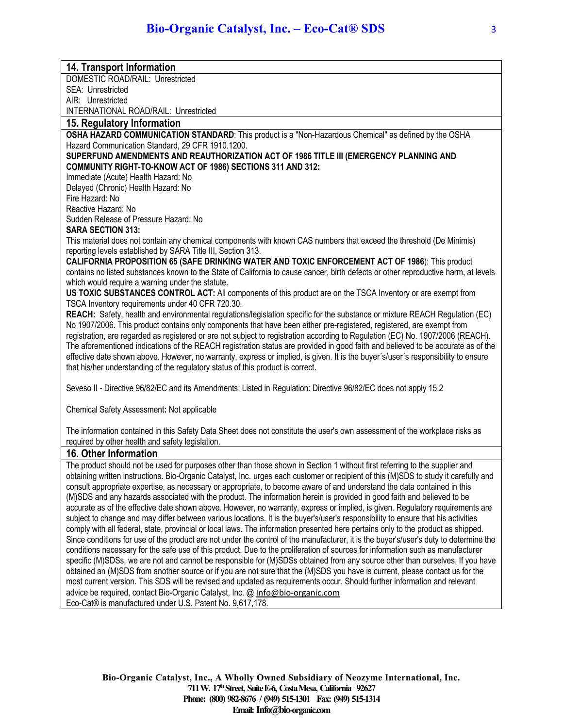## 14. Transport Information

DOMESTIC ROAD/RAIL: Unrestricted
SEA: Unrestricted
AIR: Unrestricted
INTERNATIONAL ROAD/RAIL: Unrestricted

## 15. Regulatory Information

**OSHA HAZARD COMMUNICATION STANDARD**: This product is a "Non-Hazardous Chemical" as defined by the OSHA Hazard Communication Standard, 29 CFR 1910.1200.

**SUPERFUND AMENDMENTS AND REAUTHORIZATION ACT OF 1986 TITLE III (EMERGENCY PLANNING AND COMMUNITY RIGHT-TO-KNOW ACT OF 1986) SECTIONS 311 AND 312:**

Immediate (Acute) Health Hazard: No
Delayed (Chronic) Health Hazard: No
Fire Hazard: No
Reactive Hazard: No
Sudden Release of Pressure Hazard: No

**SARA SECTION 313:**

This material does not contain any chemical components with known CAS numbers that exceed the threshold (De Minimis) reporting levels established by SARA Title III, Section 313.

**CALIFORNIA PROPOSITION 65 (SAFE DRINKING WATER AND TOXIC ENFORCEMENT ACT OF 1986**): This product contains no listed substances known to the State of California to cause cancer, birth defects or other reproductive harm, at levels which would require a warning under the statute.

**US TOXIC SUBSTANCES CONTROL ACT:** All components of this product are on the TSCA Inventory or are exempt from TSCA Inventory requirements under 40 CFR 720.30.

**REACH:** Safety, health and environmental regulations/legislation specific for the substance or mixture REACH Regulation (EC) No 1907/2006. This product contains only components that have been either pre-registered, registered, are exempt from registration, are regarded as registered or are not subject to registration according to Regulation (EC) No. 1907/2006 (REACH). The aforementioned indications of the REACH registration status are provided in good faith and believed to be accurate as of the effective date shown above. However, no warranty, express or implied, is given. It is the buyer´s/user´s responsibility to ensure that his/her understanding of the regulatory status of this product is correct.

Seveso II - Directive 96/82/EC and its Amendments: Listed in Regulation: Directive 96/82/EC does not apply 15.2

Chemical Safety Assessment**:** Not applicable

The information contained in this Safety Data Sheet does not constitute the user's own assessment of the workplace risks as required by other health and safety legislation.

## 16. Other Information

The product should not be used for purposes other than those shown in Section 1 without first referring to the supplier and obtaining written instructions. Bio-Organic Catalyst, Inc. urges each customer or recipient of this (M)SDS to study it carefully and consult appropriate expertise, as necessary or appropriate, to become aware of and understand the data contained in this (M)SDS and any hazards associated with the product. The information herein is provided in good faith and believed to be accurate as of the effective date shown above. However, no warranty, express or implied, is given. Regulatory requirements are subject to change and may differ between various locations. It is the buyer's/user's responsibility to ensure that his activities comply with all federal, state, provincial or local laws. The information presented here pertains only to the product as shipped. Since conditions for use of the product are not under the control of the manufacturer, it is the buyer's/user's duty to determine the conditions necessary for the safe use of this product. Due to the proliferation of sources for information such as manufacturer specific (M)SDSs, we are not and cannot be responsible for (M)SDSs obtained from any source other than ourselves. If you have obtained an (M)SDS from another source or if you are not sure that the (M)SDS you have is current, please contact us for the most current version. This SDS will be revised and updated as requirements occur. Should further information and relevant advice be required, contact Bio-Organic Catalyst, Inc. @ Info@bio-organic.com

Eco-Cat® is manufactured under U.S. Patent No. 9,617,178.

**Bio-Organic Catalyst, Inc., A Wholly Owned Subsidiary of Neozyme International, Inc.**
**711 W. 17th Street, Suite E-6, Costa Mesa, California 92627**
**Phone: (800) 982-8676 / (949) 515-1301 Fax: (949) 515-1314**
**Email: Info@bio-organic.com**